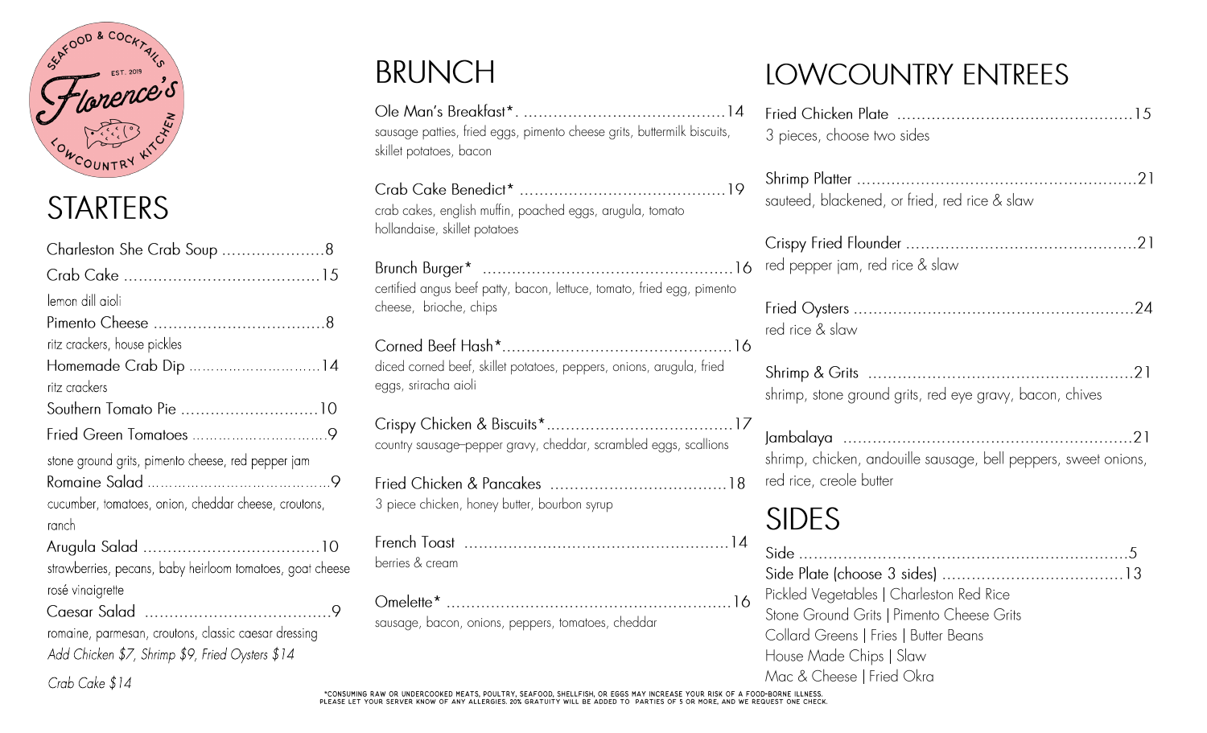SEAFOOD & COCKTAILS
EST. 2019
Florence's
LOWCOUNTRY KITCHEN

## STARTERS

Charleston She Crab Soup .....................8

Crab Cake ........................................15
lemon dill aioli

Pimento Cheese ...................................8
ritz crackers, house pickles

Homemade Crab Dip ..............................14
ritz crackers

Southern Tomato Pie ............................10

Fried Green Tomatoes ..............................9
stone ground grits, pimento cheese, red pepper jam

Romaine Salad ........................................9
cucumber, tomatoes, onion, cheddar cheese, croutons, ranch

Arugula Salad ....................................10
strawberries, pecans, baby heirloom tomatoes, goat cheese rosé vinaigrette

Caesar Salad ......................................9
romaine, parmesan, croutons, classic caesar dressing

*Add Chicken $7, Shrimp $9, Fried Oysters $14*

*Crab Cake $14*

## BRUNCH

Ole Man's Breakfast*. ..........................................14
sausage patties, fried eggs, pimento cheese grits, buttermilk biscuits, skillet potatoes, bacon

Crab Cake Benedict* ..........................................19
crab cakes, english muffin, poached eggs, arugula, tomato hollandaise, skillet potatoes

Brunch Burger* ...................................................16
certified angus beef patty, bacon, lettuce, tomato, fried egg, pimento cheese, brioche, chips

Corned Beef Hash*...............................................16
diced corned beef, skillet potatoes, peppers, onions, arugula, fried eggs, sriracha aioli

Crispy Chicken & Biscuits*......................................17
country sausage–pepper gravy, cheddar, scrambled eggs, scallions

Fried Chicken & Pancakes ....................................18
3 piece chicken, honey butter, bourbon syrup

French Toast .....................................................14
berries & cream

Omelette* ..........................................................16
sausage, bacon, onions, peppers, tomatoes, cheddar

## LOWCOUNTRY ENTREES

Fried Chicken Plate ................................................15
3 pieces, choose two sides

Shrimp Platter .........................................................21
sauteed, blackened, or fried, red rice & slaw

Crispy Fried Flounder ..............................................21
red pepper jam, red rice & slaw

Fried Oysters .........................................................24
red rice & slaw

Shrimp & Grits ......................................................21
shrimp, stone ground grits, red eye gravy, bacon, chives

Jambalaya ...........................................................21
shrimp, chicken, andouille sausage, bell peppers, sweet onions, red rice, creole butter

## SIDES

Side ..................................................................5

Side Plate (choose 3 sides) .....................................13

Pickled Vegetables | Charleston Red Rice
Stone Ground Grits | Pimento Cheese Grits
Collard Greens | Fries | Butter Beans
House Made Chips | Slaw
Mac & Cheese | Fried Okra

*CONSUMING RAW OR UNDERCOOKED MEATS, POULTRY, SEAFOOD, SHELLFISH, OR EGGS MAY INCREASE YOUR RISK OF A FOOD-BORNE ILLNESS. PLEASE LET YOUR SERVER KNOW OF ANY ALLERGIES. 20% GRATUITY WILL BE ADDED TO PARTIES OF 5 OR MORE, AND WE REQUEST ONE CHECK.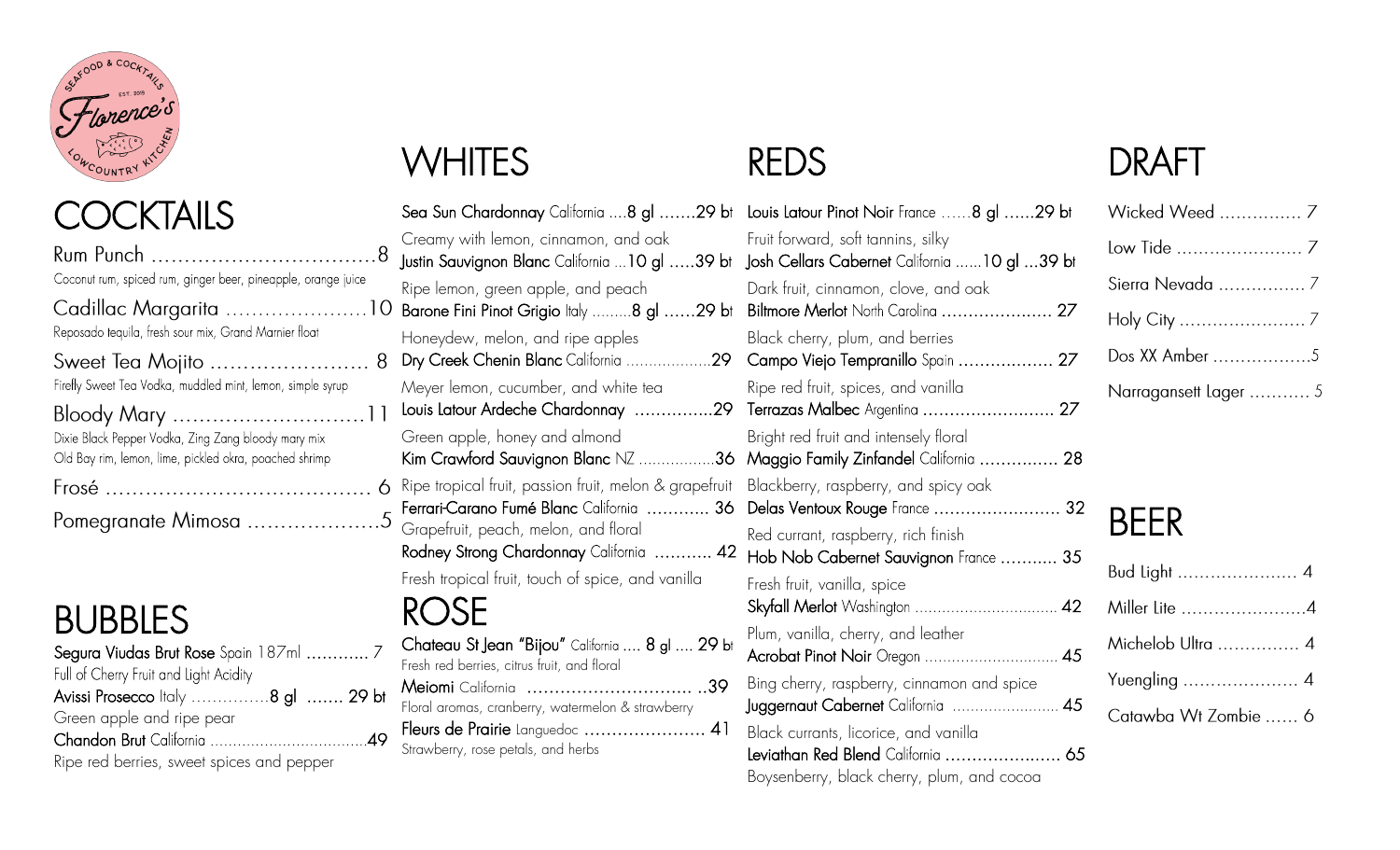SEAFOOD & COCKTAILS
EST. 2015
Florence's
LOWCOUNTRY KITCHEN

## COCKTAILS

**Rum Punch** ... 8
Coconut rum, spiced rum, ginger beer, pineapple, orange juice

**Cadillac Margarita** ... 10
Reposado tequila, fresh sour mix, Grand Marnier float

**Sweet Tea Mojito** ... 8
Firefly Sweet Tea Vodka, muddled mint, lemon, simple syrup

**Bloody Mary** ... 11
Dixie Black Pepper Vodka, Zing Zang bloody mary mix
Old Bay rim, lemon, lime, pickled okra, poached shrimp

**Frosé** ... 6

**Pomegranate Mimosa** ... 5

## BUBBLES

**Segura Viudas Brut Rose** Spain 187ml ... 7
Full of Cherry Fruit and Light Acidity

**Avissi Prosecco** Italy ... 8 gl ... 29 bt
Green apple and ripe pear

**Chandon Brut** California ... 49
Ripe red berries, sweet spices and pepper

## WHITES

**Sea Sun Chardonnay** California ... 8 gl ... 29 bt
Creamy with lemon, cinnamon, and oak

**Justin Sauvignon Blanc** California ... 10 gl ... 39 bt
Ripe lemon, green apple, and peach

**Barone Fini Pinot Grigio** Italy ... 8 gl ... 29 bt
Honeydew, melon, and ripe apples

**Dry Creek Chenin Blanc** California ... 29
Meyer lemon, cucumber, and white tea

**Louis Latour Ardeche Chardonnay** ... 29
Green apple, honey and almond

**Kim Crawford Sauvignon Blanc** NZ ... 36
Ripe tropical fruit, passion fruit, melon & grapefruit

**Ferrari-Carano Fumé Blanc** California ... 36
Grapefruit, peach, melon, and floral

**Rodney Strong Chardonnay** California ... 42
Fresh tropical fruit, touch of spice, and vanilla

## ROSE

**Chateau St Jean "Bijou"** California ... 8 gl ... 29 bt
Fresh red berries, citrus fruit, and floral

**Meiomi** California ... 39
Floral aromas, cranberry, watermelon & strawberry

**Fleurs de Prairie** Languedoc ... 41
Strawberry, rose petals, and herbs

## REDS

**Louis Latour Pinot Noir** France ... 8 gl ... 29 bt
Fruit forward, soft tannins, silky

**Josh Cellars Cabernet** California ... 10 gl ... 39 bt
Dark fruit, cinnamon, clove, and oak

**Biltmore Merlot** North Carolina ... 27
Black cherry, plum, and berries

**Campo Viejo Tempranillo** Spain ... 27
Ripe red fruit, spices, and vanilla

**Terrazas Malbec** Argentina ... 27
Bright red fruit and intensely floral

**Maggio Family Zinfandel** California ... 28
Blackberry, raspberry, and spicy oak

**Delas Ventoux Rouge** France ... 32
Red currant, raspberry, rich finish

**Hob Nob Cabernet Sauvignon** France ... 35
Fresh fruit, vanilla, spice

**Skyfall Merlot** Washington ... 42
Plum, vanilla, cherry, and leather

**Acrobat Pinot Noir** Oregon ... 45
Bing cherry, raspberry, cinnamon and spice

**Juggernaut Cabernet** California ... 45
Black currants, licorice, and vanilla

**Leviathan Red Blend** California ... 65
Boysenberry, black cherry, plum, and cocoa

## DRAFT

Wicked Weed ... 7
Low Tide ... 7
Sierra Nevada ... 7
Holy City ... 7
Dos XX Amber ... 5
Narragansett Lager ... 5

## BEER

Bud Light ... 4
Miller Lite ... 4
Michelob Ultra ... 4
Yuengling ... 4
Catawba Wt Zombie ... 6